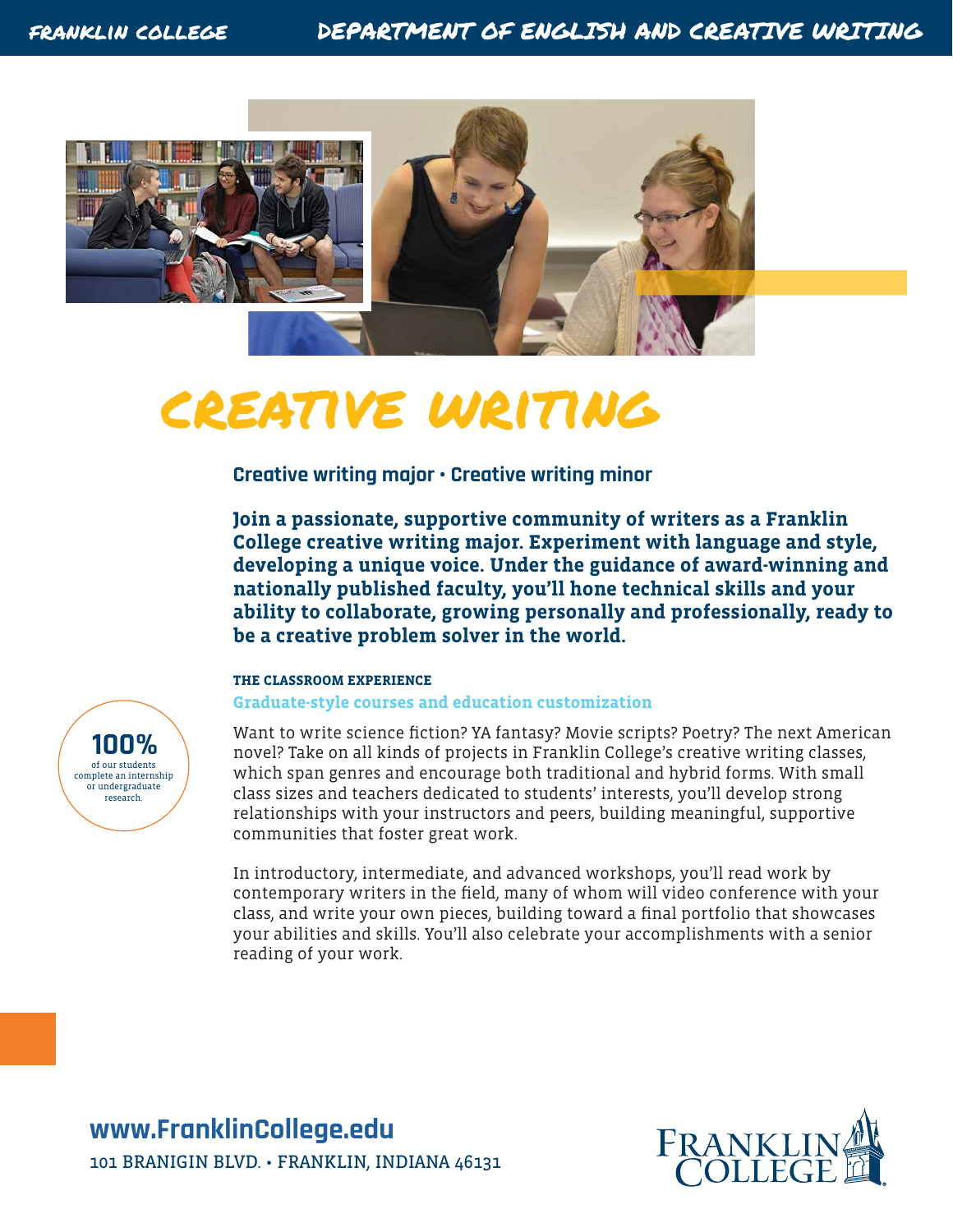Franklin College — Department of English and Creative Writing

# Creative Writing

**Creative writing major • Creative writing minor**

**Join a passionate, supportive community of writers as a Franklin College creative writing major. Experiment with language and style, developing a unique voice. Under the guidance of award-winning and nationally published faculty, you'll hone technical skills and your ability to collaborate, growing personally and professionally, ready to be a creative problem solver in the world.**

**100%** of our students complete an internship or undergraduate research.

## THE CLASSROOM EXPERIENCE

### Graduate-style courses and education customization

Want to write science fiction? YA fantasy? Movie scripts? Poetry? The next American novel? Take on all kinds of projects in Franklin College's creative writing classes, which span genres and encourage both traditional and hybrid forms. With small class sizes and teachers dedicated to students' interests, you'll develop strong relationships with your instructors and peers, building meaningful, supportive communities that foster great work.

In introductory, intermediate, and advanced workshops, you'll read work by contemporary writers in the field, many of whom will video conference with your class, and write your own pieces, building toward a final portfolio that showcases your abilities and skills. You'll also celebrate your accomplishments with a senior reading of your work.

**www.FranklinCollege.edu**

101 BRANIGIN BLVD. • FRANKLIN, INDIANA 46131

Franklin College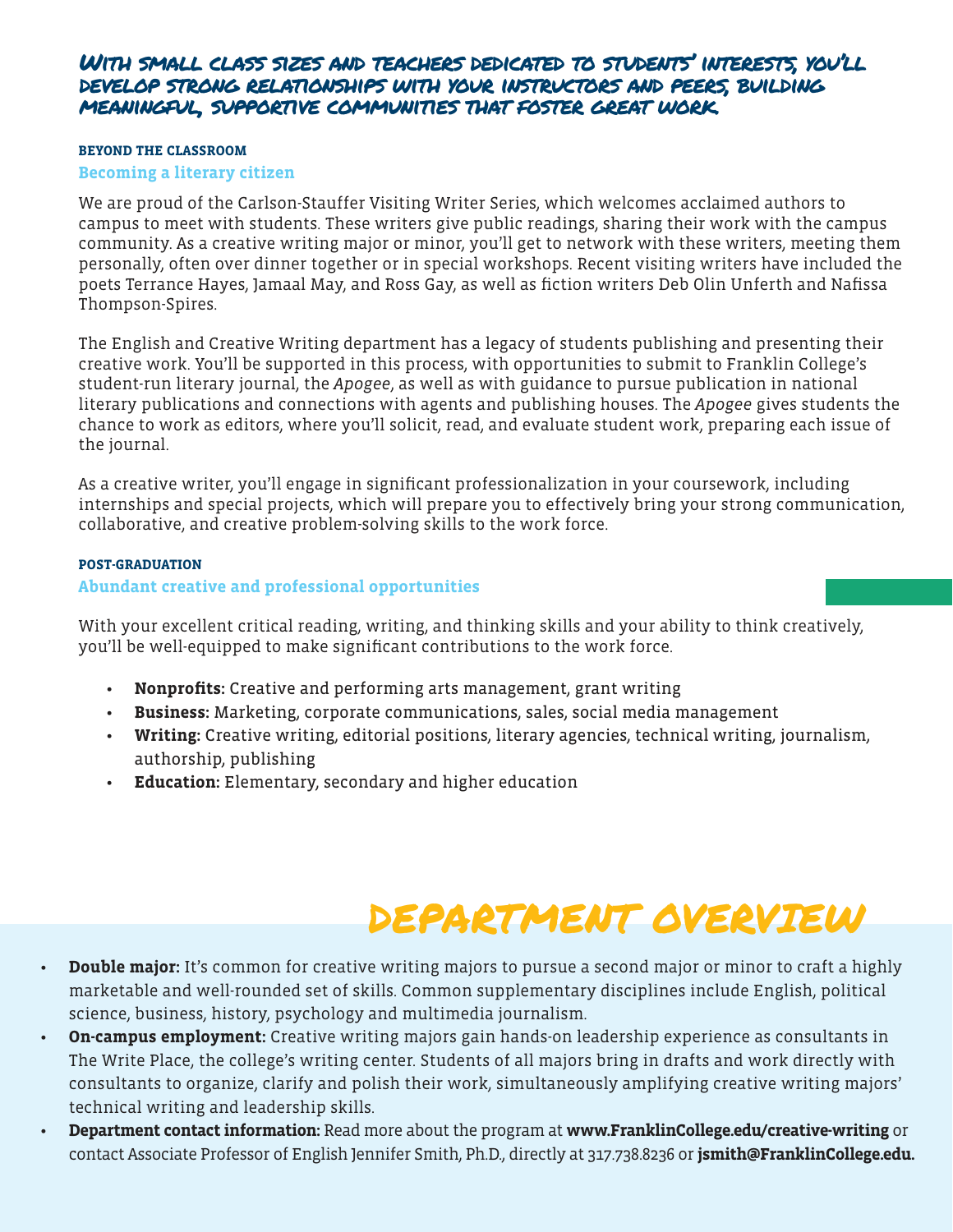**With small class sizes and teachers dedicated to students' interests, you'll develop strong relationships with your instructors and peers, building meaningful, supportive communities that foster great work.**

### BEYOND THE CLASSROOM

#### Becoming a literary citizen

We are proud of the Carlson-Stauffer Visiting Writer Series, which welcomes acclaimed authors to campus to meet with students. These writers give public readings, sharing their work with the campus community. As a creative writing major or minor, you'll get to network with these writers, meeting them personally, often over dinner together or in special workshops. Recent visiting writers have included the poets Terrance Hayes, Jamaal May, and Ross Gay, as well as fiction writers Deb Olin Unferth and Nafissa Thompson-Spires.

The English and Creative Writing department has a legacy of students publishing and presenting their creative work. You'll be supported in this process, with opportunities to submit to Franklin College's student-run literary journal, the *Apogee*, as well as with guidance to pursue publication in national literary publications and connections with agents and publishing houses. The *Apogee* gives students the chance to work as editors, where you'll solicit, read, and evaluate student work, preparing each issue of the journal.

As a creative writer, you'll engage in significant professionalization in your coursework, including internships and special projects, which will prepare you to effectively bring your strong communication, collaborative, and creative problem-solving skills to the work force.

### POST-GRADUATION

#### Abundant creative and professional opportunities

With your excellent critical reading, writing, and thinking skills and your ability to think creatively, you'll be well-equipped to make significant contributions to the work force.

- **Nonprofits:** Creative and performing arts management, grant writing
- **Business:** Marketing, corporate communications, sales, social media management
- **Writing:** Creative writing, editorial positions, literary agencies, technical writing, journalism, authorship, publishing
- **Education:** Elementary, secondary and higher education

## DEPARTMENT OVERVIEW

- **Double major:** It's common for creative writing majors to pursue a second major or minor to craft a highly marketable and well-rounded set of skills. Common supplementary disciplines include English, political science, business, history, psychology and multimedia journalism.
- **On-campus employment:** Creative writing majors gain hands-on leadership experience as consultants in The Write Place, the college's writing center. Students of all majors bring in drafts and work directly with consultants to organize, clarify and polish their work, simultaneously amplifying creative writing majors' technical writing and leadership skills.
- **Department contact information:** Read more about the program at **www.FranklinCollege.edu/creative-writing** or contact Associate Professor of English Jennifer Smith, Ph.D., directly at 317.738.8236 or **jsmith@FranklinCollege.edu.**